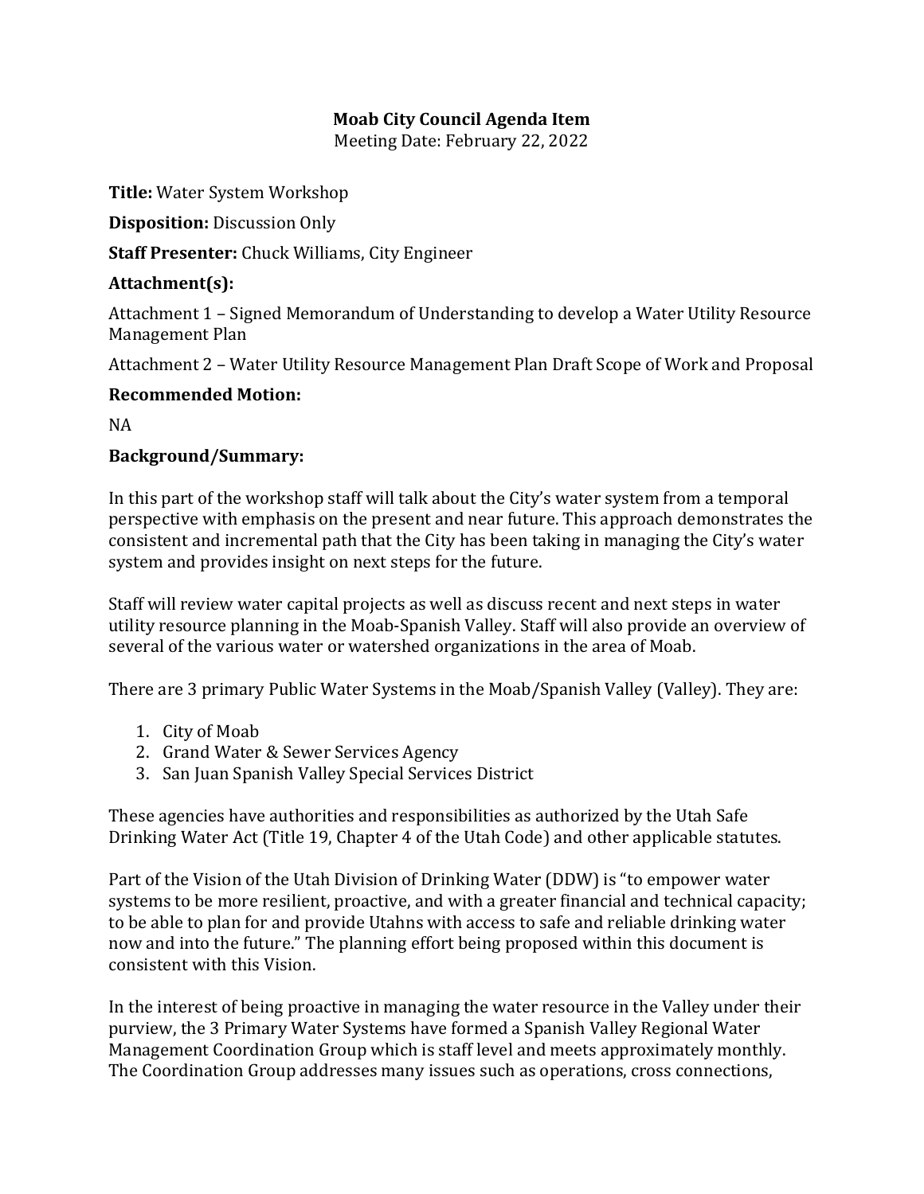**Moab City Council Agenda Item**

Meeting Date: February 22, 2022

**Title:** Water System Workshop

**Disposition:** Discussion Only

**Staff Presenter:** Chuck Williams, City Engineer

**Attachment(s):**

Attachment 1 – Signed Memorandum of Understanding to develop a Water Utility Resource Management Plan

Attachment 2 – Water Utility Resource Management Plan Draft Scope of Work and Proposal

**Recommended Motion:**

NA

**Background/Summary:**

In this part of the workshop staff will talk about the City's water system from a temporal perspective with emphasis on the present and near future. This approach demonstrates the consistent and incremental path that the City has been taking in managing the City's water system and provides insight on next steps for the future.

Staff will review water capital projects as well as discuss recent and next steps in water utility resource planning in the Moab-Spanish Valley. Staff will also provide an overview of several of the various water or watershed organizations in the area of Moab.

There are 3 primary Public Water Systems in the Moab/Spanish Valley (Valley). They are:

1. City of Moab
2. Grand Water & Sewer Services Agency
3. San Juan Spanish Valley Special Services District

These agencies have authorities and responsibilities as authorized by the Utah Safe Drinking Water Act (Title 19, Chapter 4 of the Utah Code) and other applicable statutes.

Part of the Vision of the Utah Division of Drinking Water (DDW) is "to empower water systems to be more resilient, proactive, and with a greater financial and technical capacity; to be able to plan for and provide Utahns with access to safe and reliable drinking water now and into the future." The planning effort being proposed within this document is consistent with this Vision.

In the interest of being proactive in managing the water resource in the Valley under their purview, the 3 Primary Water Systems have formed a Spanish Valley Regional Water Management Coordination Group which is staff level and meets approximately monthly. The Coordination Group addresses many issues such as operations, cross connections,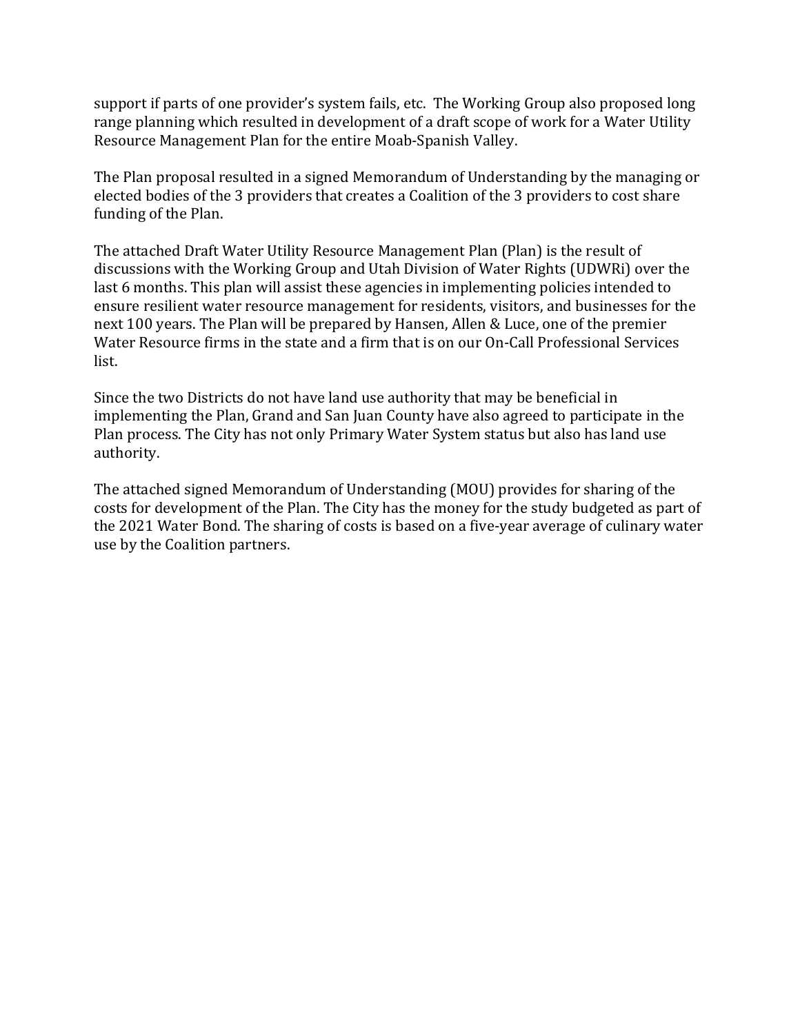support if parts of one provider's system fails, etc. The Working Group also proposed long range planning which resulted in development of a draft scope of work for a Water Utility Resource Management Plan for the entire Moab-Spanish Valley.

The Plan proposal resulted in a signed Memorandum of Understanding by the managing or elected bodies of the 3 providers that creates a Coalition of the 3 providers to cost share funding of the Plan.

The attached Draft Water Utility Resource Management Plan (Plan) is the result of discussions with the Working Group and Utah Division of Water Rights (UDWRi) over the last 6 months. This plan will assist these agencies in implementing policies intended to ensure resilient water resource management for residents, visitors, and businesses for the next 100 years. The Plan will be prepared by Hansen, Allen & Luce, one of the premier Water Resource firms in the state and a firm that is on our On-Call Professional Services list.

Since the two Districts do not have land use authority that may be beneficial in implementing the Plan, Grand and San Juan County have also agreed to participate in the Plan process. The City has not only Primary Water System status but also has land use authority.

The attached signed Memorandum of Understanding (MOU) provides for sharing of the costs for development of the Plan. The City has the money for the study budgeted as part of the 2021 Water Bond. The sharing of costs is based on a five-year average of culinary water use by the Coalition partners.